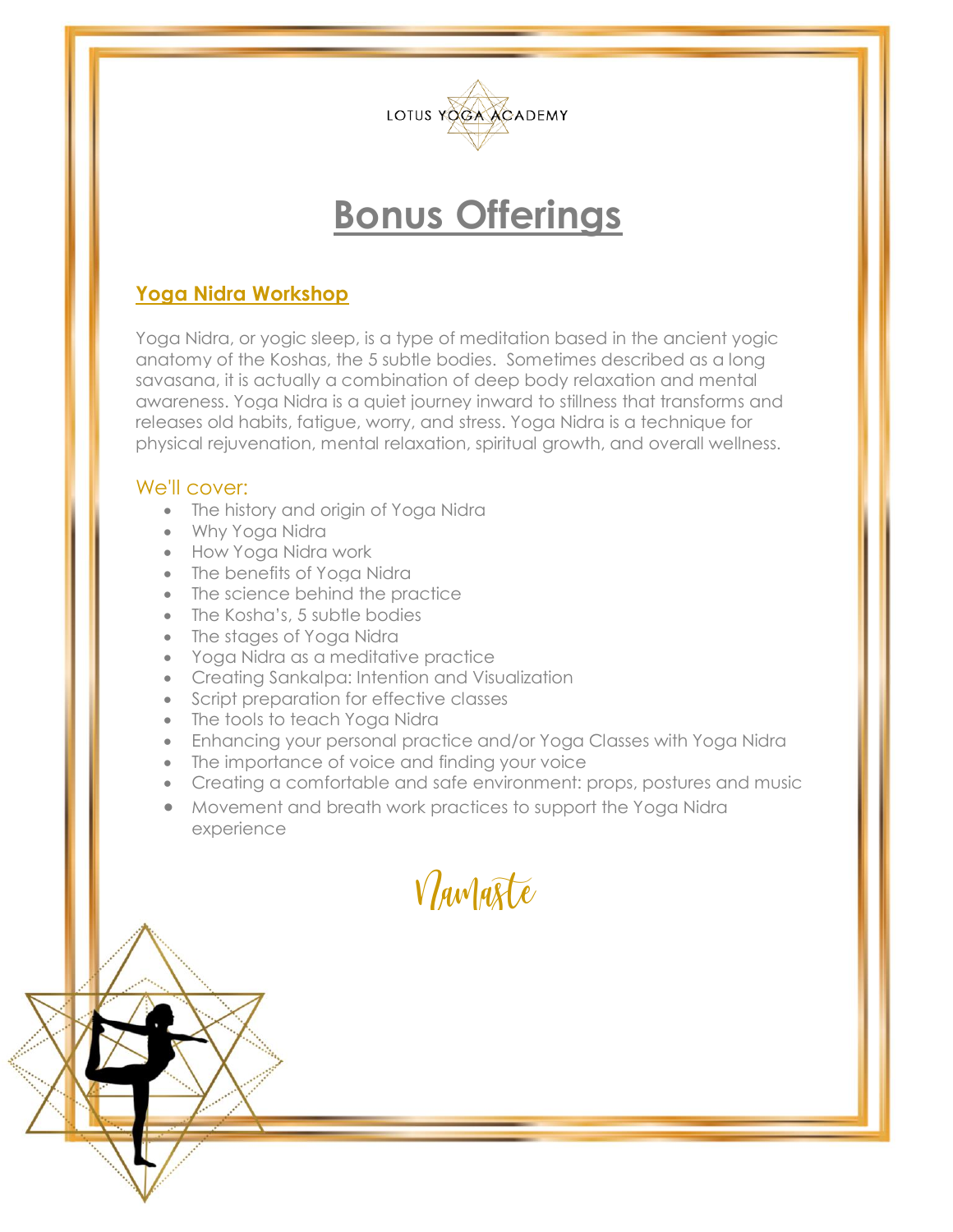LOTUS YOGA ACADEMY

# Bonus Offerings

## Yoga Nidra Workshop

Yoga Nidra, or yogic sleep, is a type of meditation based in the ancient yogic anatomy of the Koshas, the 5 subtle bodies. Sometimes described as a long savasana, it is actually a combination of deep body relaxation and mental awareness. Yoga Nidra is a quiet journey inward to stillness that transforms and releases old habits, fatigue, worry, and stress. Yoga Nidra is a technique for physical rejuvenation, mental relaxation, spiritual growth, and overall wellness.

### We'll cover:

- The history and origin of Yoga Nidra
- Why Yoga Nidra
- How Yoga Nidra work
- The benefits of Yoga Nidra
- The science behind the practice
- The Kosha's, 5 subtle bodies
- The stages of Yoga Nidra
- Yoga Nidra as a meditative practice
- Creating Sankalpa: Intention and Visualization
- Script preparation for effective classes
- The tools to teach Yoga Nidra
- Enhancing your personal practice and/or Yoga Classes with Yoga Nidra
- The importance of voice and finding your voice
- Creating a comfortable and safe environment: props, postures and music
- Movement and breath work practices to support the Yoga Nidra experience

Namaste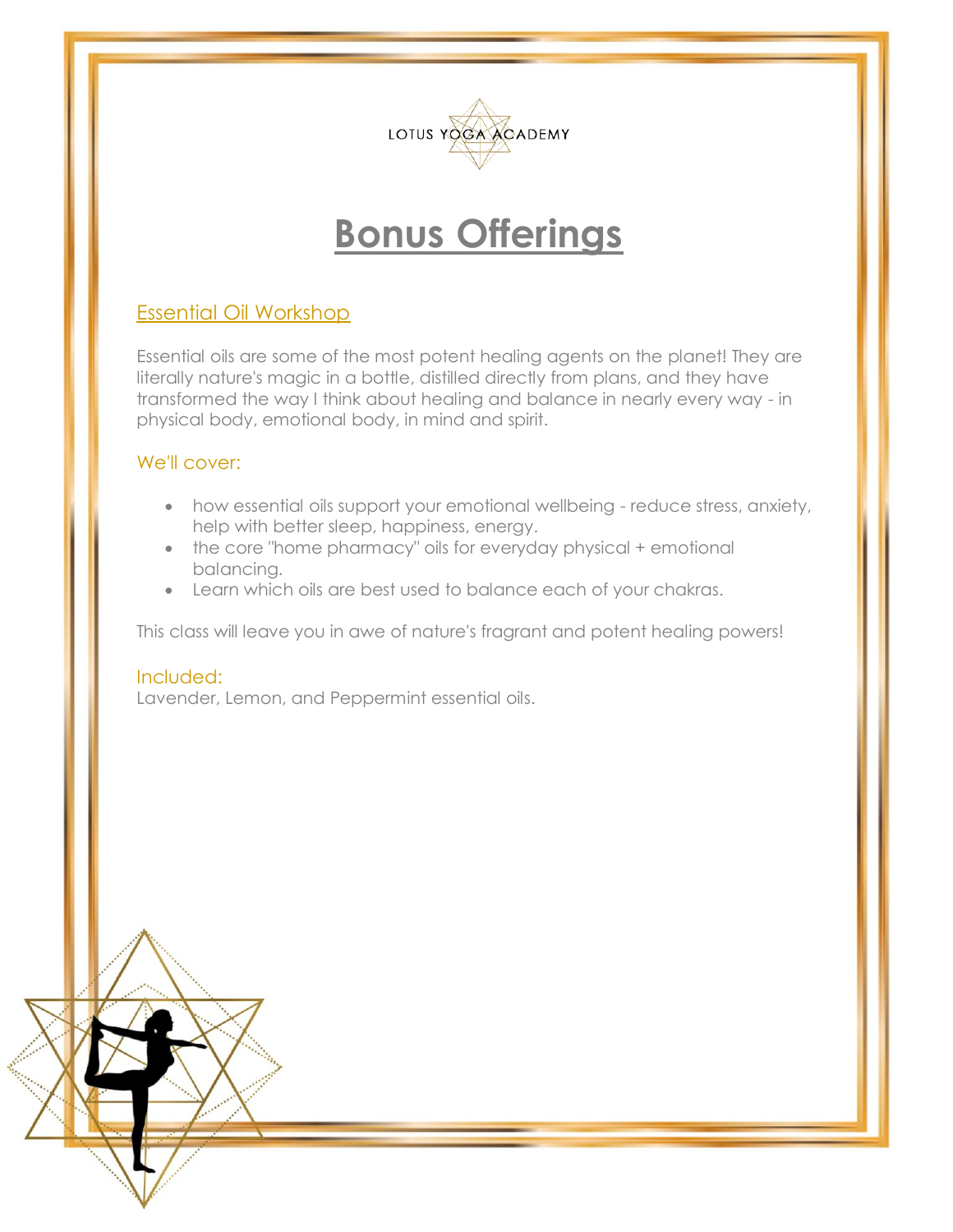LOTUS YOGA ACADEMY

# Bonus Offerings

## Essential Oil Workshop

Essential oils are some of the most potent healing agents on the planet! They are literally nature's magic in a bottle, distilled directly from plans, and they have transformed the way I think about healing and balance in nearly every way - in physical body, emotional body, in mind and spirit.

### We'll cover:

- how essential oils support your emotional wellbeing - reduce stress, anxiety, help with better sleep, happiness, energy.
- the core "home pharmacy" oils for everyday physical + emotional balancing.
- Learn which oils are best used to balance each of your chakras.

This class will leave you in awe of nature's fragrant and potent healing powers!

### Included:

Lavender, Lemon, and Peppermint essential oils.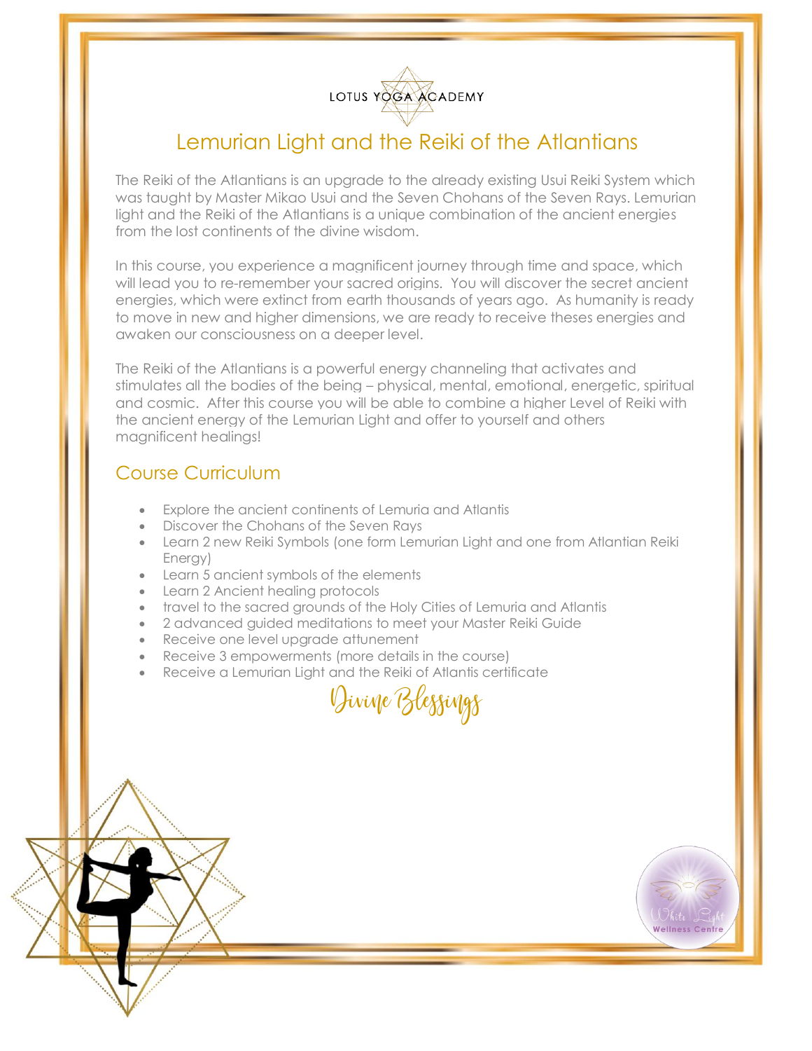LOTUS YOGA ACADEMY

# Lemurian Light and the Reiki of the Atlantians

The Reiki of the Atlantians is an upgrade to the already existing Usui Reiki System which was taught by Master Mikao Usui and the Seven Chohans of the Seven Rays. Lemurian light and the Reiki of the Atlantians is a unique combination of the ancient energies from the lost continents of the divine wisdom.

In this course, you experience a magnificent journey through time and space, which will lead you to re-remember your sacred origins. You will discover the secret ancient energies, which were extinct from earth thousands of years ago. As humanity is ready to move in new and higher dimensions, we are ready to receive theses energies and awaken our consciousness on a deeper level.

The Reiki of the Atlantians is a powerful energy channeling that activates and stimulates all the bodies of the being – physical, mental, emotional, energetic, spiritual and cosmic. After this course you will be able to combine a higher Level of Reiki with the ancient energy of the Lemurian Light and offer to yourself and others magnificent healings!

## Course Curriculum

- Explore the ancient continents of Lemuria and Atlantis
- Discover the Chohans of the Seven Rays
- Learn 2 new Reiki Symbols (one form Lemurian Light and one from Atlantian Reiki Energy)
- Learn 5 ancient symbols of the elements
- Learn 2 Ancient healing protocols
- travel to the sacred grounds of the Holy Cities of Lemuria and Atlantis
- 2 advanced guided meditations to meet your Master Reiki Guide
- Receive one level upgrade attunement
- Receive 3 empowerments (more details in the course)
- Receive a Lemurian Light and the Reiki of Atlantis certificate

*Divine Blessings*

White Light Wellness Centre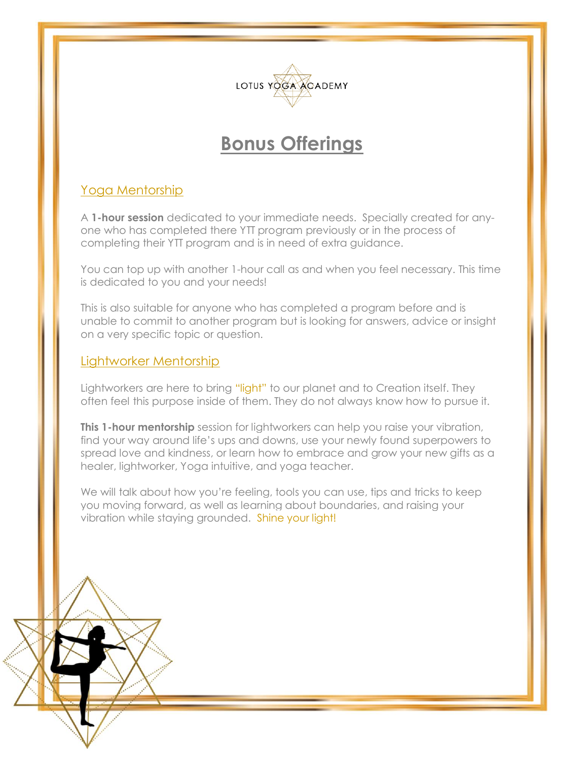LOTUS YOGA ACADEMY

# Bonus Offerings

## Yoga Mentorship

A **1-hour session** dedicated to your immediate needs. Specially created for any-one who has completed there YTT program previously or in the process of completing their YTT program and is in need of extra guidance.

You can top up with another 1-hour call as and when you feel necessary. This time is dedicated to you and your needs!

This is also suitable for anyone who has completed a program before and is unable to commit to another program but is looking for answers, advice or insight on a very specific topic or question.

## Lightworker Mentorship

Lightworkers are here to bring "light" to our planet and to Creation itself. They often feel this purpose inside of them. They do not always know how to pursue it.

**This 1-hour mentorship** session for lightworkers can help you raise your vibration, find your way around life's ups and downs, use your newly found superpowers to spread love and kindness, or learn how to embrace and grow your new gifts as a healer, lightworker, Yoga intuitive, and yoga teacher.

We will talk about how you're feeling, tools you can use, tips and tricks to keep you moving forward, as well as learning about boundaries, and raising your vibration while staying grounded. Shine your light!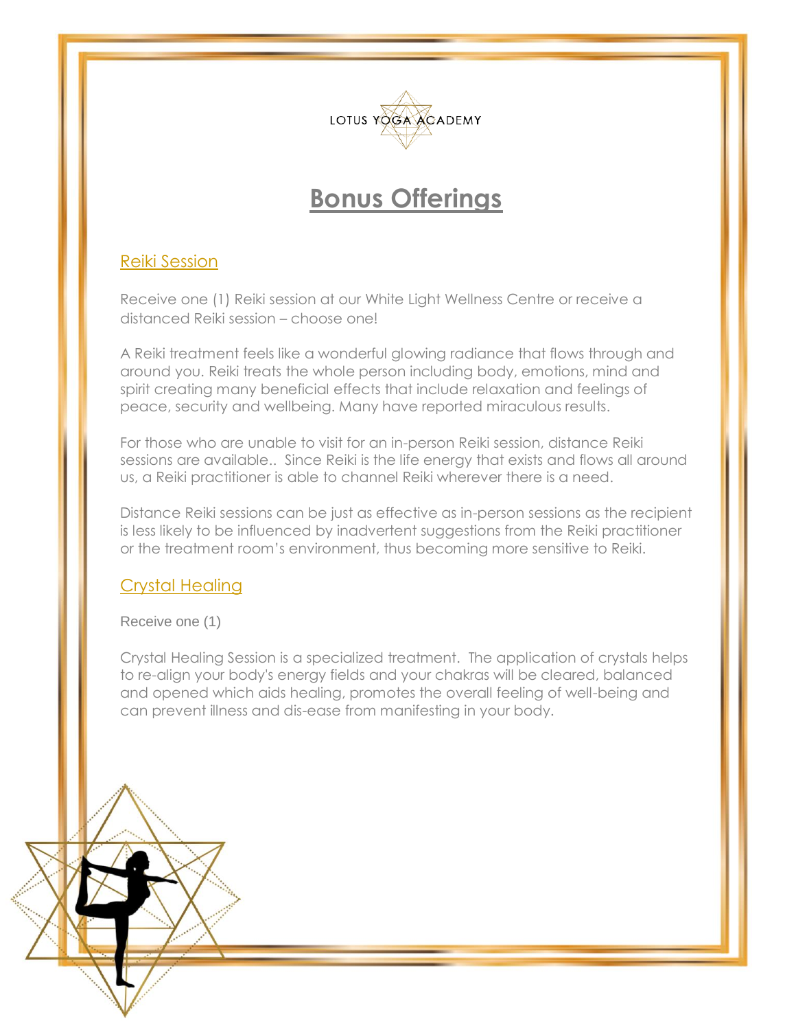LOTUS YOGA ACADEMY

# Bonus Offerings

## Reiki Session

Receive one (1) Reiki session at our White Light Wellness Centre or receive a distanced Reiki session – choose one!

A Reiki treatment feels like a wonderful glowing radiance that flows through and around you. Reiki treats the whole person including body, emotions, mind and spirit creating many beneficial effects that include relaxation and feelings of peace, security and wellbeing. Many have reported miraculous results.

For those who are unable to visit for an in-person Reiki session, distance Reiki sessions are available.. Since Reiki is the life energy that exists and flows all around us, a Reiki practitioner is able to channel Reiki wherever there is a need.

Distance Reiki sessions can be just as effective as in-person sessions as the recipient is less likely to be influenced by inadvertent suggestions from the Reiki practitioner or the treatment room's environment, thus becoming more sensitive to Reiki.

## Crystal Healing

Receive one (1)

Crystal Healing Session is a specialized treatment. The application of crystals helps to re-align your body's energy fields and your chakras will be cleared, balanced and opened which aids healing, promotes the overall feeling of well-being and can prevent illness and dis-ease from manifesting in your body.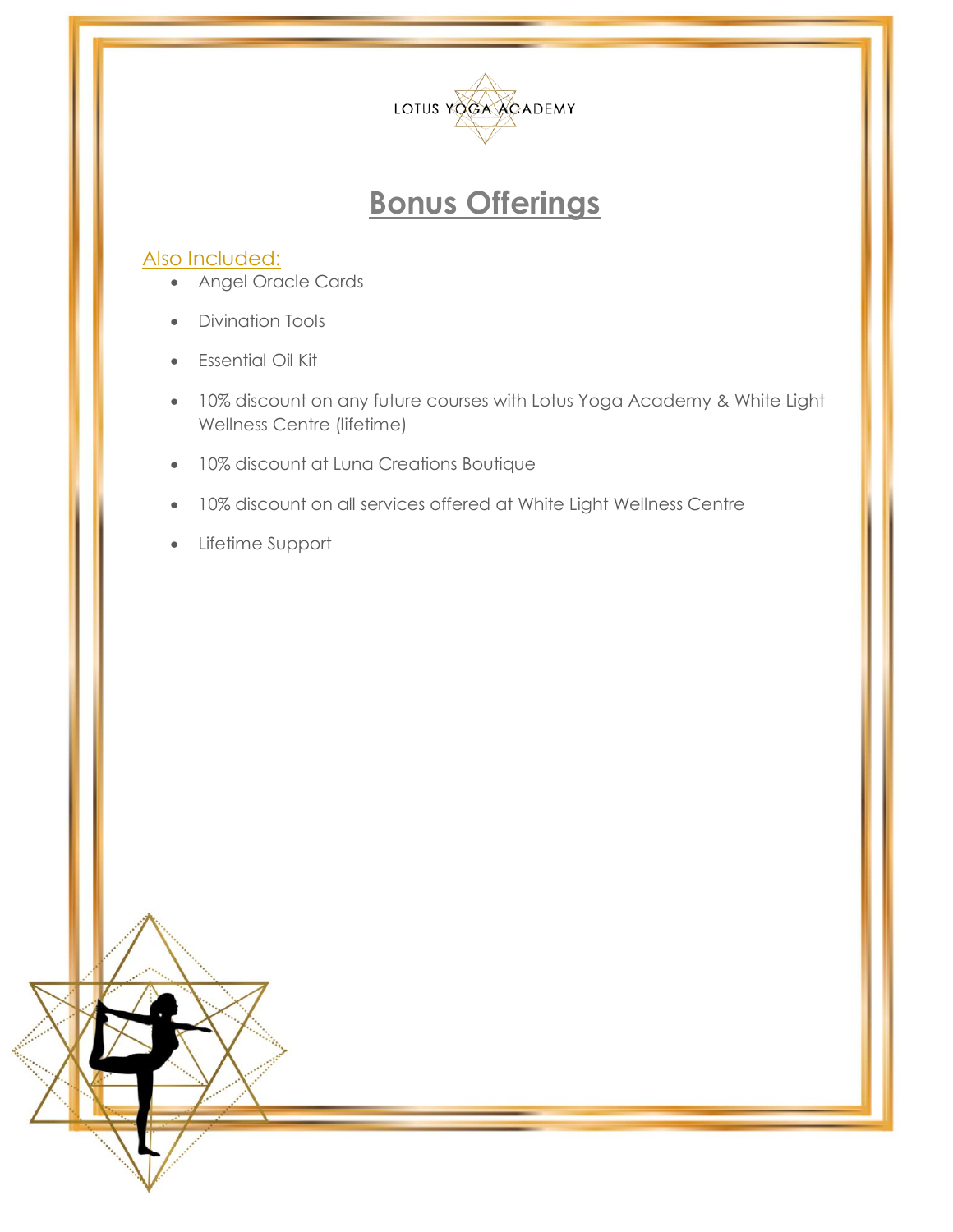LOTUS YOGA ACADEMY

# Bonus Offerings

Also Included:

- Angel Oracle Cards
- Divination Tools
- Essential Oil Kit
- 10% discount on any future courses with Lotus Yoga Academy & White Light Wellness Centre (lifetime)
- 10% discount at Luna Creations Boutique
- 10% discount on all services offered at White Light Wellness Centre
- Lifetime Support